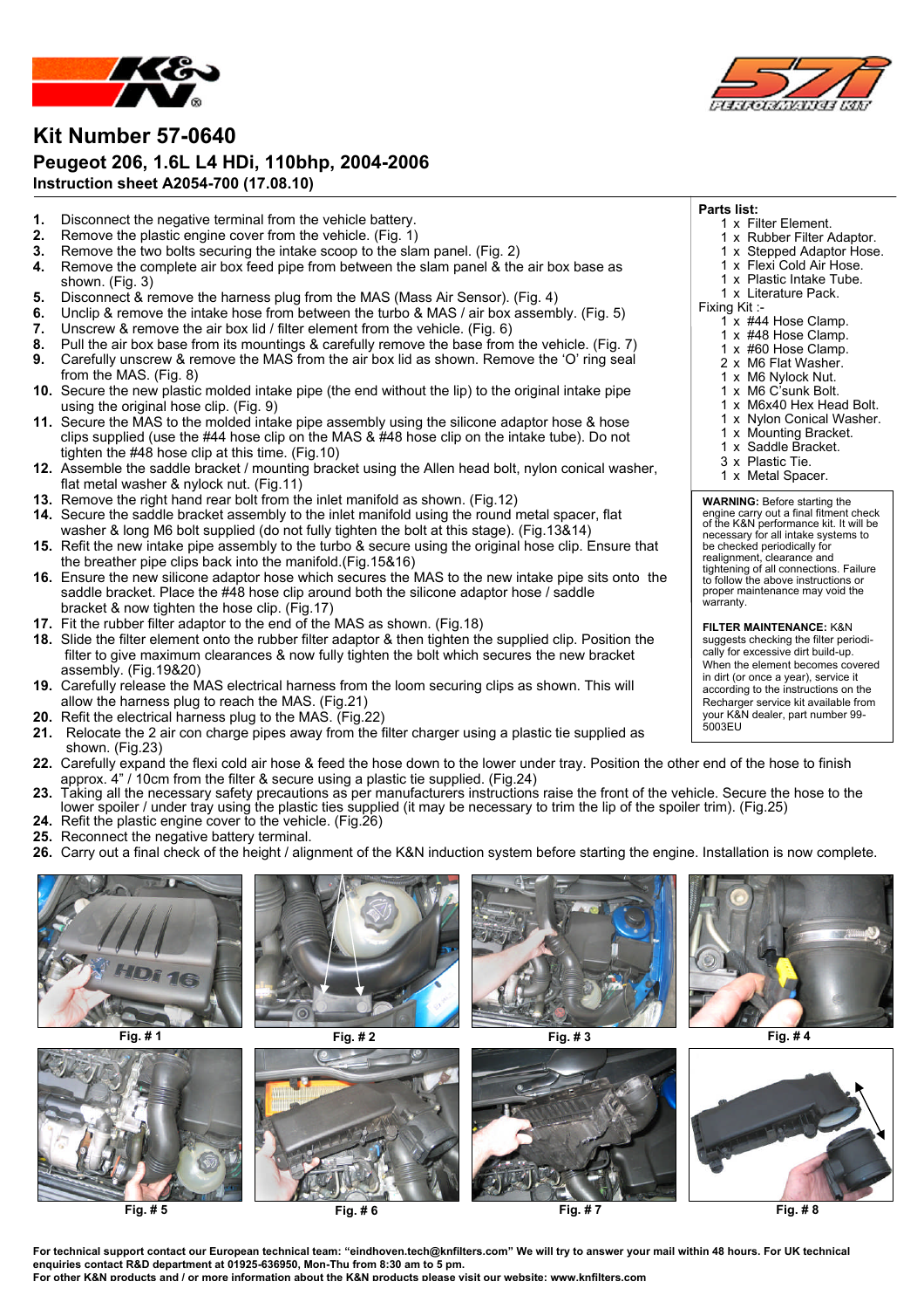# Kit Number 57-0640

## Peugeot 206, 1.6L L4 HDi, 110bhp, 2004-2006

### Instruction sheet A2054-700 (17.08.10)

1. Disconnect the negative terminal from the vehicle battery.
2. Remove the plastic engine cover from the vehicle. (Fig. 1)
3. Remove the two bolts securing the intake scoop to the slam panel. (Fig. 2)
4. Remove the complete air box feed pipe from between the slam panel & the air box base as shown. (Fig. 3)
5. Disconnect & remove the harness plug from the MAS (Mass Air Sensor). (Fig. 4)
6. Unclip & remove the intake hose from between the turbo & MAS / air box assembly. (Fig. 5)
7. Unscrew & remove the air box lid / filter element from the vehicle. (Fig. 6)
8. Pull the air box base from its mountings & carefully remove the base from the vehicle. (Fig. 7)
9. Carefully unscrew & remove the MAS from the air box lid as shown. Remove the 'O' ring seal from the MAS. (Fig. 8)
10. Secure the new plastic molded intake pipe (the end without the lip) to the original intake pipe using the original hose clip. (Fig. 9)
11. Secure the MAS to the molded intake pipe assembly using the silicone adaptor hose & hose clips supplied (use the #44 hose clip on the MAS & #48 hose clip on the intake tube). Do not tighten the #48 hose clip at this time. (Fig.10)
12. Assemble the saddle bracket / mounting bracket using the Allen head bolt, nylon conical washer, flat metal washer & nylock nut. (Fig.11)
13. Remove the right hand rear bolt from the inlet manifold as shown. (Fig.12)
14. Secure the saddle bracket assembly to the inlet manifold using the round metal spacer, flat washer & long M6 bolt supplied (do not fully tighten the bolt at this stage). (Fig.13&14)
15. Refit the new intake pipe assembly to the turbo & secure using the original hose clip. Ensure that the breather pipe clips back into the manifold.(Fig.15&16)
16. Ensure the new silicone adaptor hose which secures the MAS to the new intake pipe sits onto the saddle bracket. Place the #48 hose clip around both the silicone adaptor hose / saddle bracket & now tighten the hose clip. (Fig.17)
17. Fit the rubber filter adaptor to the end of the MAS as shown. (Fig.18)
18. Slide the filter element onto the rubber filter adaptor & then tighten the supplied clip. Position the filter to give maximum clearances & now fully tighten the bolt which secures the new bracket assembly. (Fig.19&20)
19. Carefully release the MAS electrical harness from the loom securing clips as shown. This will allow the harness plug to reach the MAS. (Fig.21)
20. Refit the electrical harness plug to the MAS. (Fig.22)
21. Relocate the 2 air con charge pipes away from the filter charger using a plastic tie supplied as shown. (Fig.23)
22. Carefully expand the flexi cold air hose & feed the hose down to the lower under tray. Position the other end of the hose to finish approx. 4" / 10cm from the filter & secure using a plastic tie supplied. (Fig.24)
23. Taking all the necessary safety precautions as per manufacturers instructions raise the front of the vehicle. Secure the hose to the lower spoiler / under tray using the plastic ties supplied (it may be necessary to trim the lip of the spoiler trim). (Fig.25)
24. Refit the plastic engine cover to the vehicle. (Fig.26)
25. Reconnect the negative battery terminal.
26. Carry out a final check of the height / alignment of the K&N induction system before starting the engine. Installation is now complete.

**Parts list:**

- 1 x Filter Element.
- 1 x Rubber Filter Adaptor.
- 1 x Stepped Adaptor Hose.
- 1 x Flexi Cold Air Hose.
- 1 x Plastic Intake Tube.
- 1 x Literature Pack.

Fixing Kit :-

- 1 x #44 Hose Clamp.
- 1 x #48 Hose Clamp.
- 1 x #60 Hose Clamp.
- 2 x M6 Flat Washer.
- 1 x M6 Nylock Nut.
- 1 x M6 C'sunk Bolt.
- 1 x M6x40 Hex Head Bolt.
- 1 x Nylon Conical Washer.
- 1 x Mounting Bracket.
- 1 x Saddle Bracket.
- 3 x Plastic Tie.
- 1 x Metal Spacer.

**WARNING:** Before starting the engine carry out a final fitment check of the K&N performance kit. It will be necessary for all intake systems to be checked periodically for realignment, clearance and tightening of all connections. Failure to follow the above instructions or proper maintenance may void the warranty.

**FILTER MAINTENANCE:** K&N suggests checking the filter periodically for excessive dirt build-up. When the element becomes covered in dirt (or once a year), service it according to the instructions on the Recharger service kit available from your K&N dealer, part number 99-5003EU

Fig. # 1

Fig. # 2

Fig. # 3

Fig. # 4

Fig. # 5

Fig. # 6

Fig. # 7

Fig. # 8

**For technical support contact our European technical team: "eindhoven.tech@knfilters.com" We will try to answer your mail within 48 hours. For UK technical enquiries contact R&D department at 01925-636950, Mon-Thu from 8:30 am to 5 pm.**
**For other K&N products and / or more information about the K&N products please visit our website: www.knfilters.com**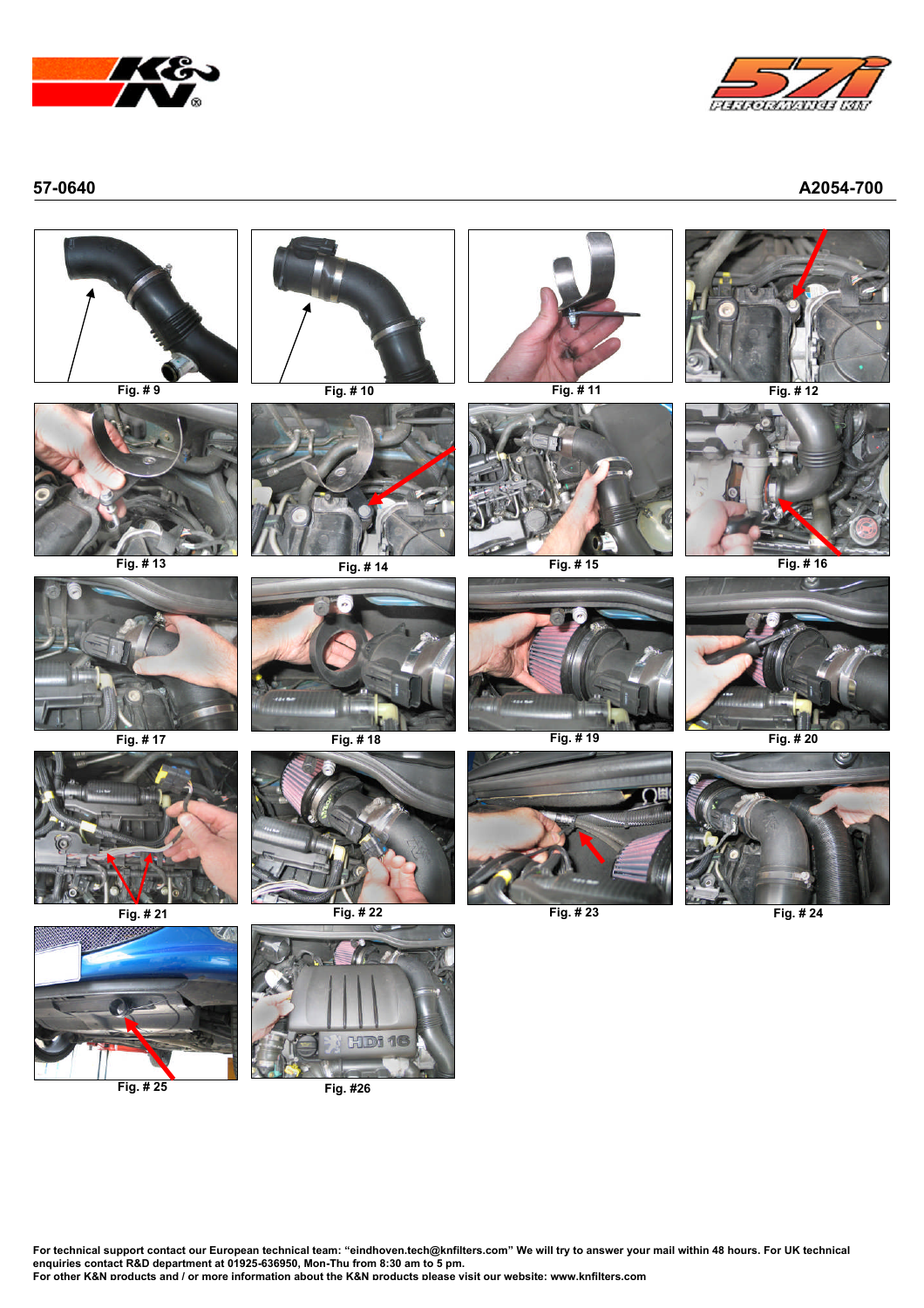57-0640 A2054-700

Fig. # 9

Fig. # 10

Fig. # 11

Fig. # 12

Fig. # 13

Fig. # 14

Fig. # 15

Fig. # 16

Fig. # 17

Fig. # 18

Fig. # 19

Fig. # 20

Fig. # 21

Fig. # 22

Fig. # 23

Fig. # 24

Fig. # 25

Fig. #26

For technical support contact our European technical team: "eindhoven.tech@knfilters.com" We will try to answer your mail within 48 hours. For UK technical enquiries contact R&D department at 01925-636950, Mon-Thu from 8:30 am to 5 pm.
For other K&N products and / or more information about the K&N products please visit our website: www.knfilters.com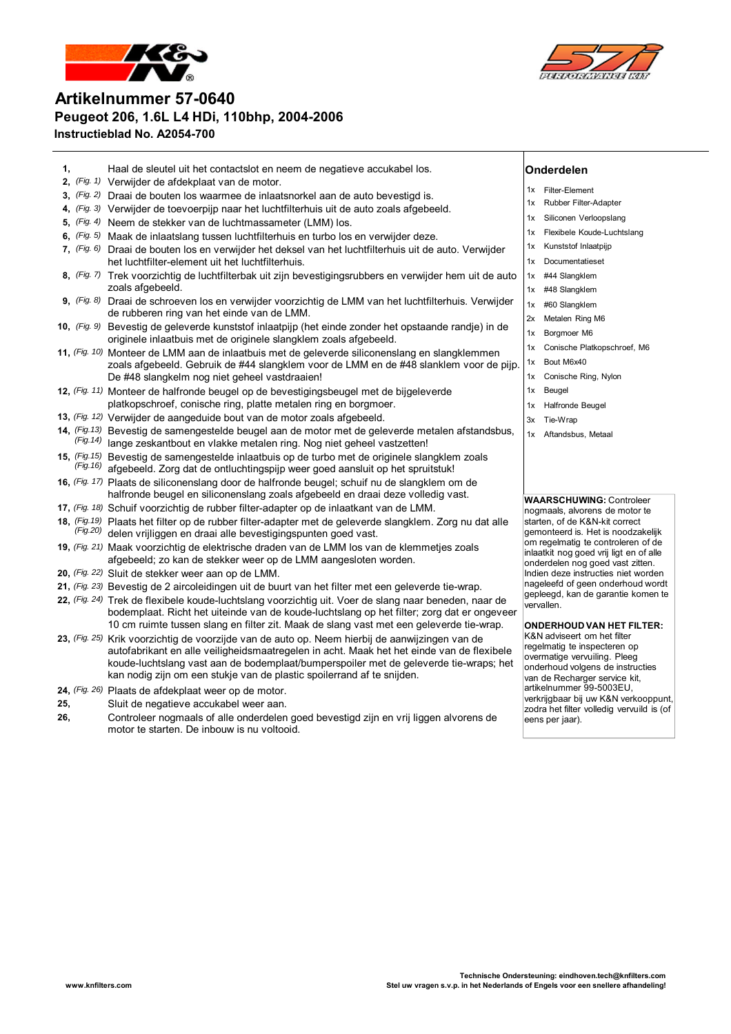# Artikelnummer 57-0640

## Peugeot 206, 1.6L L4 HDi, 110bhp, 2004-2006

### Instructieblad No. A2054-700

1. Haal de sleutel uit het contactslot en neem de negatieve accukabel los.
2. *(Fig. 1)* Verwijder de afdekplaat van de motor.
3. *(Fig. 2)* Draai de bouten los waarmee de inlaatsnorkel aan de auto bevestigd is.
4. *(Fig. 3)* Verwijder de toevoerpijp naar het luchtfilterhuis uit de auto zoals afgebeeld.
5. *(Fig. 4)* Neem de stekker van de luchtmassameter (LMM) los.
6. *(Fig. 5)* Maak de inlaatslang tussen luchtfilterhuis en turbo los en verwijder deze.
7. *(Fig. 6)* Draai de bouten los en verwijder het deksel van het luchtfilterhuis uit de auto. Verwijder het luchtfilter-element uit het luchtfilterhuis.
8. *(Fig. 7)* Trek voorzichtig de luchtfilterbak uit zijn bevestigingsrubbers en verwijder hem uit de auto zoals afgebeeld.
9. *(Fig. 8)* Draai de schroeven los en verwijder voorzichtig de LMM van het luchtfilterhuis. Verwijder de rubberen ring van het einde van de LMM.
10. *(Fig. 9)* Bevestig de geleverde kunststof inlaatpijp (het einde zonder het opstaande randje) in de originele inlaatbuis met de originele slangklem zoals afgebeeld.
11. *(Fig. 10)* Monteer de LMM aan de inlaatbuis met de geleverde siliconenslang en slangklemmen zoals afgebeeld. Gebruik de #44 slangklem voor de LMM en de #48 slanklem voor de pijp. De #48 slangkelm nog niet geheel vastdraaien!
12. *(Fig. 11)* Monteer de halfronde beugel op de bevestigingsbeugel met de bijgeleverde platkopschroef, conische ring, platte metalen ring en borgmoer.
13. *(Fig. 12)* Verwijder de aangeduide bout van de motor zoals afgebeeld.
14. *(Fig.13) (Fig.14)* Bevestig de samengestelde beugel aan de motor met de geleverde metalen afstandsbus, lange zeskantbout en vlakke metalen ring. Nog niet geheel vastzetten!
15. *(Fig.15) (Fig.16)* Bevestig de samengestelde inlaatbuis op de turbo met de originele slangklem zoals afgebeeld. Zorg dat de ontluchtingspijp weer goed aansluit op het spruitstuk!
16. *(Fig. 17)* Plaats de siliconenslang door de halfronde beugel; schuif nu de slangklem om de halfronde beugel en siliconenslang zoals afgebeeld en draai deze volledig vast.
17. *(Fig. 18)* Schuif voorzichtig de rubber filter-adapter op de inlaatkant van de LMM.
18. *(Fig.19) (Fig.20)* Plaats het filter op de rubber filter-adapter met de geleverde slangklem. Zorg nu dat alle delen vrijliggen en draai alle bevestigingspunten goed vast.
19. *(Fig. 21)* Maak voorzichtig de elektrische draden van de LMM los van de klemmetjes zoals afgebeeld; zo kan de stekker weer op de LMM aangesloten worden.
20. *(Fig. 22)* Sluit de stekker weer aan op de LMM.
21. *(Fig. 23)* Bevestig de 2 aircoleidingen uit de buurt van het filter met een geleverde tie-wrap.
22. *(Fig. 24)* Trek de flexibele koude-luchtslang voorzichtig uit. Voer de slang naar beneden, naar de bodemplaat. Richt het uiteinde van de koude-luchtslang op het filter; zorg dat er ongeveer 10 cm ruimte tussen slang en filter zit. Maak de slang vast met een geleverde tie-wrap.
23. *(Fig. 25)* Krik voorzichtig de voorzijde van de auto op. Neem hierbij de aanwijzingen van de autofabrikant en alle veiligheidsmaatregelen in acht. Maak het einde van de flexibele koude-luchtslang vast aan de bodemplaat/bumperspoiler met de geleverde tie-wraps; het kan nodig zijn om een stukje van de plastic spoilerrand af te snijden.
24. *(Fig. 26)* Plaats de afdekplaat weer op de motor.
25. Sluit de negatieve accukabel weer aan.
26. Controleer nogmaals of alle onderdelen goed bevestigd zijn en vrij liggen alvorens de motor te starten. De inbouw is nu voltooid.

## Onderdelen

- 1x Filter-Element
- 1x Rubber Filter-Adapter
- 1x Siliconen Verloopslang
- 1x Flexibele Koude-Luchtslang
- 1x Kunststof Inlaatpijp
- 1x Documentatieset
- 1x #44 Slangklem
- 1x #48 Slangklem
- 1x #60 Slangklem
- 2x Metalen Ring M6
- 1x Borgmoer M6
- 1x Conische Platkopschroef, M6
- 1x Bout M6x40
- 1x Conische Ring, Nylon
- 1x Beugel
- 1x Halfronde Beugel
- 3x Tie-Wrap
- 1x Aftandsbus, Metaal

**WAARSCHUWING:** Controleer nogmaals, alvorens de motor te starten, of de K&N-kit correct gemonteerd is. Het is noodzakelijk om regelmatig te controleren of de inlaatkit nog goed vrij ligt en of alle onderdelen nog goed vast zitten. Indien deze instructies niet worden nageleefd of geen onderhoud wordt gepleegd, kan de garantie komen te vervallen.

**ONDERHOUD VAN HET FILTER:** K&N adviseert om het filter regelmatig te inspecteren op overmatige vervuiling. Pleeg onderhoud volgens de instructies van de Recharger service kit, artikelnummer 99-5003EU, verkrijgbaar bij uw K&N verkooppunt, zodra het filter volledig vervuild is (of eens per jaar).

www.knfilters.com

**Technische Ondersteuning: eindhoven.tech@knfilters.com**
**Stel uw vragen s.v.p. in het Nederlands of Engels voor een snellere afhandeling!**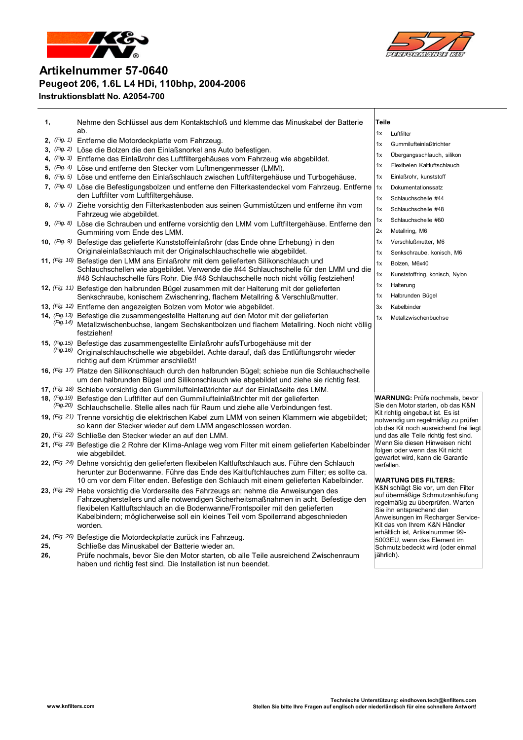# Artikelnummer 57-0640

## Peugeot 206, 1.6L L4 HDi, 110bhp, 2004-2006

### Instruktionsblatt No. A2054-700

1, Nehme den Schlüssel aus dem Kontaktschloß und klemme das Minuskabel der Batterie ab.

2, *(Fig. 1)* Entferne die Motordeckplatte vom Fahrzeug.

3, *(Fig. 2)* Löse die Bolzen die den Einlaßsnorkel ans Auto befestigen.

4, *(Fig. 3)* Entferne das Einlaßrohr des Luftfiltergehäuses vom Fahrzeug wie abgebildet.

5, *(Fig. 4)* Löse und entferne den Stecker vom Luftmengenmesser (LMM).

6, *(Fig. 5)* Löse und entferne den Einlaßschlauch zwischen Luftfiltergehäuse und Turbogehäuse.

7, *(Fig. 6)* Löse die Befestigungsbolzen und entferne den Filterkastendeckel vom Fahrzeug. Entferne den Luftfilter vom Luftfiltergehäuse.

8, *(Fig. 7)* Ziehe vorsichtig den Filterkastenboden aus seinen Gummistützen und entferne ihn vom Fahrzeug wie abgebildet.

9, *(Fig. 8)* Löse die Schrauben und entferne vorsichtig den LMM vom Luftfiltergehäuse. Entferne den Gummiring vom Ende des LMM.

10, *(Fig. 9)* Befestige das gelieferte Kunststoffeinlaßrohr (das Ende ohne Erhebung) in den Originaleinlaßschlauch mit der Originalschlauchschelle wie abgebildet.

11, *(Fig. 10)* Befestige den LMM ans Einlaßrohr mit dem gelieferten Silikonschlauch und Schlauchschellen wie abgebildet. Verwende die #44 Schlauchschelle für den LMM und die #48 Schlauchschelle fürs Rohr. Die #48 Schlauchschelle noch nicht völlig festziehen!

12, *(Fig. 11)* Befestige den halbrunden Bügel zusammen mit der Halterung mit der gelieferten Senkschraube, konischem Zwischenring, flachem Metallring & Verschlußmutter.

13, *(Fig. 12)* Entferne den angezeigten Bolzen vom Motor wie abgebildet.

14, *(Fig.13) (Fig.14)* Befestige die zusammengestellte Halterung auf den Motor mit der gelieferten Metallzwischenbuchse, langem Sechskantbolzen und flachem Metallring. Noch nicht völlig festziehen!

15, *(Fig.15) (Fig.16)* Befestige das zusammengestellte Einlaßrohr aufsTurbogehäuse mit der Originalschlauchschelle wie abgebildet. Achte darauf, daß das Entlüftungsrohr wieder richtig auf dem Krümmer anschließt!

16, *(Fig. 17)* Platze den Silikonschlauch durch den halbrunden Bügel; schiebe nun die Schlauchschelle um den halbrunden Bügel und Silikonschlauch wie abgebildet und ziehe sie richtig fest.

17, *(Fig. 18)* Schiebe vorsichtig den Gummilufteinlaßtrichter auf der Einlaßseite des LMM.

18, *(Fig.19) (Fig.20)* Befestige den Luftfilter auf den Gummilufteinlaßtrichter mit der gelieferten Schlauchschelle. Stelle alles nach für Raum und ziehe alle Verbindungen fest.

19, *(Fig. 21)* Trenne vorsichtig die elektrischen Kabel zum LMM von seinen Klammern wie abgebildet; so kann der Stecker wieder auf dem LMM angeschlossen worden.

20, *(Fig. 22)* Schließe den Stecker wieder an auf den LMM.

21, *(Fig. 23)* Befestige die 2 Rohre der Klima-Anlage weg vom Filter mit einem gelieferten Kabelbinder wie abgebildet.

22, *(Fig. 24)* Dehne vorsichtig den gelieferten flexibelen Kaltluftschlauch aus. Führe den Schlauch herunter zur Bodenwanne. Führe das Ende des Kaltluftchlauches zum Filter; es sollte ca. 10 cm vor dem Filter enden. Befestige den Schlauch mit einem gelieferten Kabelbinder.

23, *(Fig. 25)* Hebe vorsichtig die Vorderseite des Fahrzeugs an; nehme die Anweisungen des Fahrzeugherstellers und alle notwendigen Sicherheitsmaßnahmen in acht. Befestige den flexibelen Kaltluftschlauch an die Bodenwanne/Frontspoiler mit den gelieferten Kabelbindern; möglicherweise soll ein kleines Teil vom Spoilerrand abgeschnieden worden.

24, *(Fig. 26)* Befestige die Motordeckplatte zurück ins Fahrzeug.

25, Schließe das Minuskabel der Batterie wieder an.

26, Prüfe nochmals, bevor Sie den Motor starten, ob alle Teile ausreichend Zwischenraum haben und richtig fest sind. Die Installation ist nun beendet.

**Teile**

| | |
|---|---|
| 1x | Luftfilter |
| 1x | Gummilufteinlaßtrichter |
| 1x | Übergangsschlauch, silikon |
| 1x | Flexibelen Kaltluftschlauch |
| 1x | Einlaßrohr, kunststoff |
| 1x | Dokumentationssatz |
| 1x | Schlauchschelle #44 |
| 1x | Schlauchschelle #48 |
| 1x | Schlauchschelle #60 |
| 2x | Metallring, M6 |
| 1x | Verschlußmutter, M6 |
| 1x | Senkschraube, konisch, M6 |
| 1x | Bolzen, M6x40 |
| 1x | Kunststoffring, konisch, Nylon |
| 1x | Halterung |
| 1x | Halbrunden Bügel |
| 3x | Kabelbinder |
| 1x | Metallzwischenbuchse |

**WARNUNG:** Prüfe nochmals, bevor Sie den Motor starten, ob das K&N Kit richtig eingebaut ist. Es ist notwendig um regelmäßig zu prüfen ob das Kit noch ausreichend frei liegt und das alle Teile richtig fest sind. Wenn Sie diesen Hinweisen nicht folgen oder wenn das Kit nicht gewartet wird, kann die Garantie verfallen.

**WARTUNG DES FILTERS:** K&N schlägt Sie vor, um den Filter auf übermäßige Schmutzanhäufung regelmäßig zu überprüfen. Warten Sie ihn entsprechend den Anweisungen im Recharger Service-Kit das von Ihrem K&N Händler erhältlich ist, Artikelnummer 99-5003EU, wenn das Element im Schmutz bedeckt wird (oder einmal jährlich).

www.knfilters.com

Technische Unterstützung: eindhoven.tech@knfilters.com
Stellen Sie bitte Ihre Fragen auf englisch oder niederländisch für eine schnellere Antwort!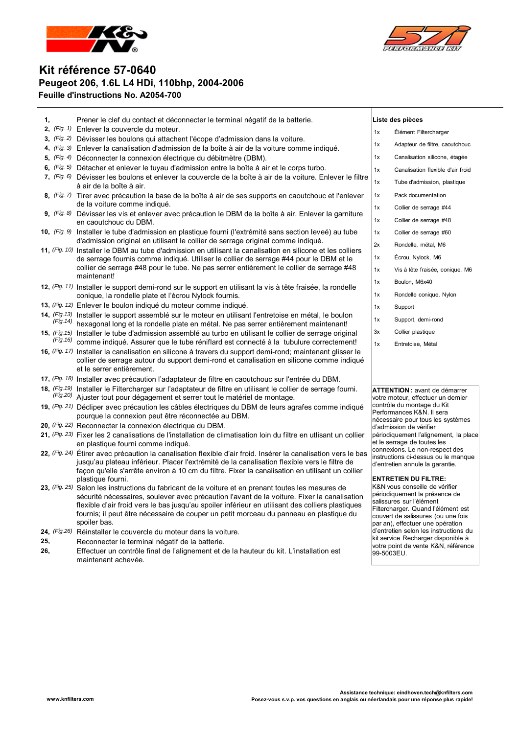# Kit référence 57-0640

## Peugeot 206, 1.6L L4 HDi, 110bhp, 2004-2006

### Feuille d'instructions No. A2054-700

1. Prener le clef du contact et déconnecter le terminal négatif de la batterie.
2. *(Fig. 1)* Enlever la couvercle du moteur.
3. *(Fig. 2)* Dévisser les boulons qui attachent l'écope d'admission dans la voiture.
4. *(Fig. 3)* Enlever la canalisation d'admission de la boîte à air de la voiture comme indiqué.
5. *(Fig. 4)* Déconnecter la connexion électrique du débitmètre (DBM).
6. *(Fig. 5)* Détacher et enlever le tuyau d'admission entre la boîte à air et le corps turbo.
7. *(Fig. 6)* Dévisser les boulons et enlever la couvercle de la boîte à air de la voiture. Enlever le filtre à air de la boîte à air.
8. *(Fig. 7)* Tirer avec précaution la base de la boîte à air de ses supports en caoutchouc et l'enlever de la voiture comme indiqué.
9. *(Fig. 8)* Dévisser les vis et enlever avec précaution le DBM de la boîte à air. Enlever la garniture en caoutchouc du DBM.
10. *(Fig. 9)* Installer le tube d'admission en plastique fourni (l'extrémité sans section leveé) au tube d'admission original en utilisant le collier de serrage original comme indiqué.
11. *(Fig. 10)* Installer le DBM au tube d'admission en utilisant la canalisation en silicone et les colliers de serrage fournis comme indiqué. Utiliser le collier de serrage #44 pour le DBM et le collier de serrage #48 pour le tube. Ne pas serrer entièrement le collier de serrage #48 maintenant!
12. *(Fig. 11)* Installer le support demi-rond sur le support en utilisant la vis à tête fraisée, la rondelle conique, la rondelle plate et l'écrou Nylock fournis.
13. *(Fig. 12)* Enlever le boulon indiqué du moteur comme indiqué.
14. *(Fig.13) (Fig.14)* Installer le support assemblé sur le moteur en utilisant l'entretoise en métal, le boulon hexagonal long et la rondelle plate en métal. Ne pas serrer entièrement maintenant!
15. *(Fig.15) (Fig.16)* Installer le tube d'admission assemblé au turbo en utilisant le collier de serrage original comme indiqué. Assurer que le tube réniflard est connecté à la tubulure correctement!
16. *(Fig. 17)* Installer la canalisation en silicone à travers du support demi-rond; maintenant glisser le collier de serrage autour du support demi-rond et canalisation en silicone comme indiqué et le serrer entièrement.
17. *(Fig. 18)* Installer avec précaution l'adaptateur de filtre en caoutchouc sur l'entrée du DBM.
18. *(Fig.19) (Fig.20)* Installer le Filtercharger sur l'adaptateur de filtre en utilisant le collier de serrage fourni. Ajuster tout pour dégagement et serrer tout le matériel de montage.
19. *(Fig. 21)* Décliper avec précaution les câbles électriques du DBM de leurs agrafes comme indiqué pourque la connexion peut être réconnectée au DBM.
20. *(Fig. 22)* Reconnecter la connexion électrique du DBM.
21. *(Fig. 23)* Fixer les 2 canalisations de l'installation de climatisation loin du filtre en utlisant un collier en plastique fourni comme indiqué.
22. *(Fig. 24)* Étirer avec précaution la canalisation flexible d'air froid. Insérer la canalisation vers le bas jusqu'au plateau inférieur. Placer l'extrémité de la canalisation flexible vers le filtre de façon qu'elle s'arrête environ à 10 cm du filtre. Fixer la canalisation en utilisant un collier plastique fourni.
23. *(Fig. 25)* Selon les instructions du fabricant de la voiture et en prenant toutes les mesures de sécurité nécessaires, soulever avec précaution l'avant de la voiture. Fixer la canalisation flexible d'air froid vers le bas jusqu'au spoiler inférieur en utilisant des colliers plastiques fournis; il peut être nécessaire de couper un petit morceau du panneau en plastique du spoiler bas.
24. *(Fig.26)* Réinstaller le couvercle du moteur dans la voiture.
25. Reconnecter le terminal négatif de la batterie.
26. Effectuer un contrôle final de l'alignement et de la hauteur du kit. L'installation est maintenant achevée.

**Liste des pièces**

| | |
|---|---|
| 1x | Élément Filtercharger |
| 1x | Adapteur de filtre, caoutchouc |
| 1x | Canalisation silicone, étagée |
| 1x | Canalisation flexible d'air froid |
| 1x | Tube d'admission, plastique |
| 1x | Pack documentation |
| 1x | Collier de serrage #44 |
| 1x | Collier de serrage #48 |
| 1x | Collier de serrage #60 |
| 2x | Rondelle, métal, M6 |
| 1x | Écrou, Nylock, M6 |
| 1x | Vis à tête fraisée, conique, M6 |
| 1x | Boulon, M6x40 |
| 1x | Rondelle conique, Nylon |
| 1x | Support |
| 1x | Support, demi-rond |
| 3x | Collier plastique |
| 1x | Entretoise, Métal |

**ATTENTION :** avant de démarrer votre moteur, effectuer un dernier contrôle du montage du Kit Performances K&N. Il sera nécessaire pour tous les systèmes d'admission de vérifier périodiquement l'alignement, la place et le serrage de toutes les connexions. Le non-respect des instructions ci-dessus ou le manque d'entretien annule la garantie.

**ENTRETIEN DU FILTRE:**
K&N vous conseille de vérifier périodiquement la présence de salissures sur l'élément Filtercharger. Quand l'élément est couvert de salissures (ou une fois par an), effectuer une opération d'entretien selon les instructions du kit service Recharger disponible à votre point de vente K&N, référence 99-5003EU.

www.knfilters.com

**Assistance technique: eindhoven.tech@knfilters.com**
**Posez-vous s.v.p. vos questions en anglais ou néerlandais pour une réponse plus rapide!**